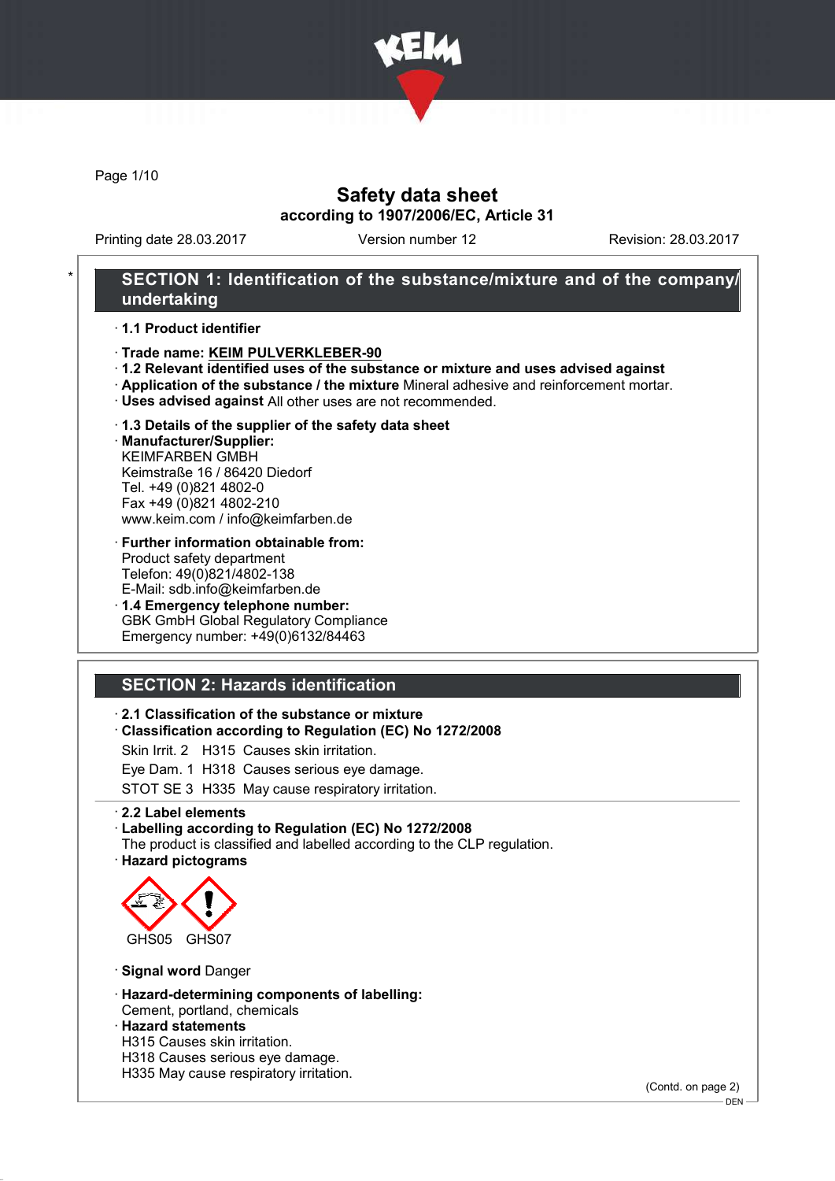# Safety data sheet

**according to 1907/2006/EC, Article 31**

Printing date 28.03.2017 Version number 12 Revision: 28.03.2017

## * SECTION 1: Identification of the substance/mixture and of the company/undertaking

· **1.1 Product identifier**

· **Trade name: KEIM PULVERKLEBER-90**

· **1.2 Relevant identified uses of the substance or mixture and uses advised against**

· **Application of the substance / the mixture** Mineral adhesive and reinforcement mortar.

· **Uses advised against** All other uses are not recommended.

· **1.3 Details of the supplier of the safety data sheet**

· **Manufacturer/Supplier:**
KEIMFARBEN GMBH
Keimstraße 16 / 86420 Diedorf
Tel. +49 (0)821 4802-0
Fax +49 (0)821 4802-210
www.keim.com / info@keimfarben.de

· **Further information obtainable from:**
Product safety department
Telefon: 49(0)821/4802-138
E-Mail: sdb.info@keimfarben.de

· **1.4 Emergency telephone number:**
GBK GmbH Global Regulatory Compliance
Emergency number: +49(0)6132/84463

## SECTION 2: Hazards identification

· **2.1 Classification of the substance or mixture**

· **Classification according to Regulation (EC) No 1272/2008**

Skin Irrit. 2 H315 Causes skin irritation.

Eye Dam. 1 H318 Causes serious eye damage.

STOT SE 3 H335 May cause respiratory irritation.

· **2.2 Label elements**

· **Labelling according to Regulation (EC) No 1272/2008**
The product is classified and labelled according to the CLP regulation.

· **Hazard pictograms**

GHS05 GHS07

· **Signal word** Danger

· **Hazard-determining components of labelling:**
Cement, portland, chemicals

· **Hazard statements**
H315 Causes skin irritation.
H318 Causes serious eye damage.
H335 May cause respiratory irritation.

(Contd. on page 2)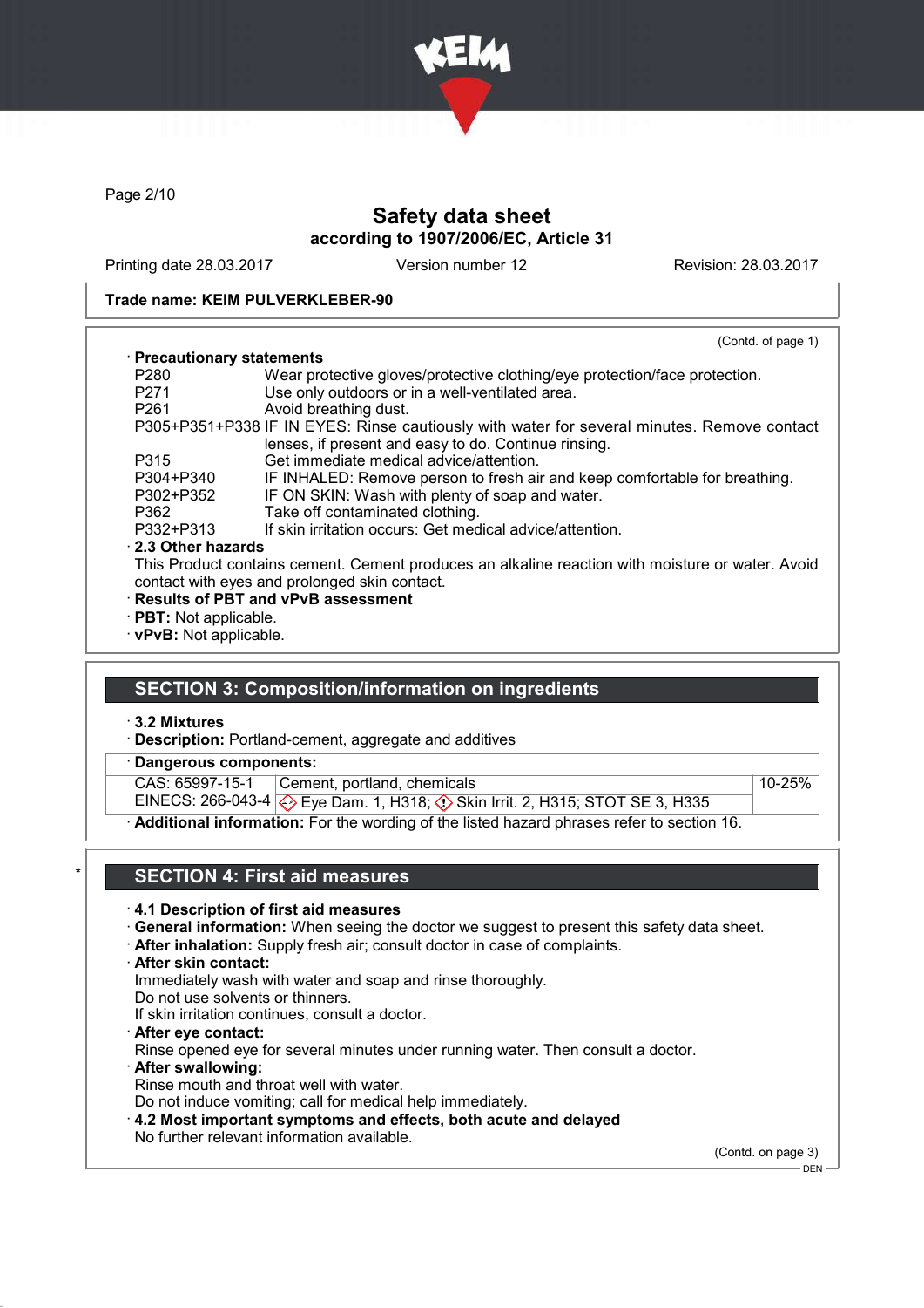Safety data sheet
according to 1907/2006/EC, Article 31

Printing date 28.03.2017 | Version number 12 | Revision: 28.03.2017

**Trade name: KEIM PULVERKLEBER-90**

(Contd. of page 1)

· **Precautionary statements**

| | |
|---|---|
| P280 | Wear protective gloves/protective clothing/eye protection/face protection. |
| P271 | Use only outdoors or in a well-ventilated area. |
| P261 | Avoid breathing dust. |
| P305+P351+P338 | IF IN EYES: Rinse cautiously with water for several minutes. Remove contact lenses, if present and easy to do. Continue rinsing. |
| P315 | Get immediate medical advice/attention. |
| P304+P340 | IF INHALED: Remove person to fresh air and keep comfortable for breathing. |
| P302+P352 | IF ON SKIN: Wash with plenty of soap and water. |
| P362 | Take off contaminated clothing. |
| P332+P313 | If skin irritation occurs: Get medical advice/attention. |

· **2.3 Other hazards**

This Product contains cement. Cement produces an alkaline reaction with moisture or water. Avoid contact with eyes and prolonged skin contact.

· **Results of PBT and vPvB assessment**

· **PBT:** Not applicable.

· **vPvB:** Not applicable.

## SECTION 3: Composition/information on ingredients

· **3.2 Mixtures**

· **Description:** Portland-cement, aggregate and additives

· **Dangerous components:**

| | | |
|---|---|---|
| CAS: 65997-15-1<br>EINECS: 266-043-4 | Cement, portland, chemicals<br>Eye Dam. 1, H318; Skin Irrit. 2, H315; STOT SE 3, H335 | 10-25% |

· **Additional information:** For the wording of the listed hazard phrases refer to section 16.

## SECTION 4: First aid measures

· **4.1 Description of first aid measures**

· **General information:** When seeing the doctor we suggest to present this safety data sheet.

· **After inhalation:** Supply fresh air; consult doctor in case of complaints.

· **After skin contact:**

Immediately wash with water and soap and rinse thoroughly.
Do not use solvents or thinners.
If skin irritation continues, consult a doctor.

· **After eye contact:**

Rinse opened eye for several minutes under running water. Then consult a doctor.

· **After swallowing:**

Rinse mouth and throat well with water.
Do not induce vomiting; call for medical help immediately.

· **4.2 Most important symptoms and effects, both acute and delayed**

No further relevant information available.

(Contd. on page 3)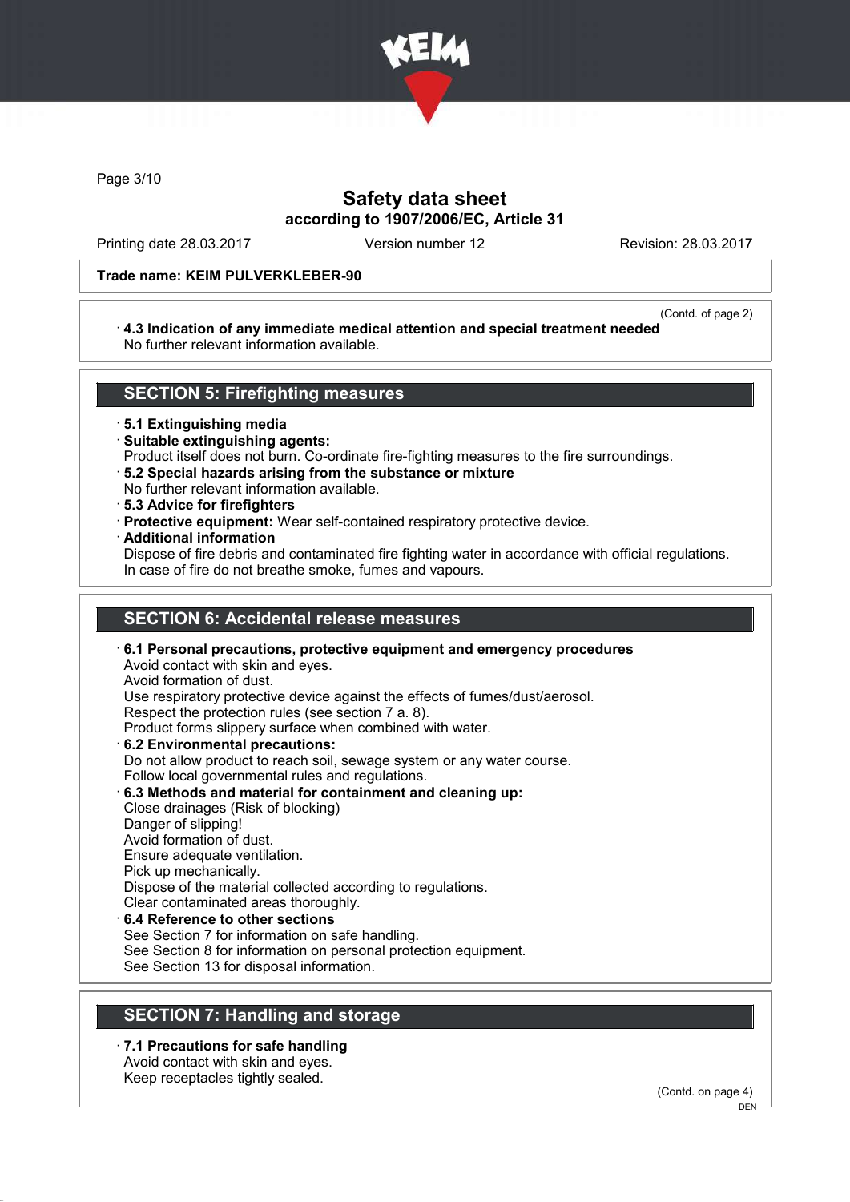Trade name: KEIM PULVERKLEBER-90

(Contd. of page 2)

· **4.3 Indication of any immediate medical attention and special treatment needed**
No further relevant information available.

## SECTION 5: Firefighting measures

· **5.1 Extinguishing media**
· **Suitable extinguishing agents:**
Product itself does not burn. Co-ordinate fire-fighting measures to the fire surroundings.
· **5.2 Special hazards arising from the substance or mixture**
No further relevant information available.
· **5.3 Advice for firefighters**
· **Protective equipment:** Wear self-contained respiratory protective device.
· **Additional information**
Dispose of fire debris and contaminated fire fighting water in accordance with official regulations.
In case of fire do not breathe smoke, fumes and vapours.

## SECTION 6: Accidental release measures

· **6.1 Personal precautions, protective equipment and emergency procedures**
Avoid contact with skin and eyes.
Avoid formation of dust.
Use respiratory protective device against the effects of fumes/dust/aerosol.
Respect the protection rules (see section 7 a. 8).
Product forms slippery surface when combined with water.
· **6.2 Environmental precautions:**
Do not allow product to reach soil, sewage system or any water course.
Follow local governmental rules and regulations.
· **6.3 Methods and material for containment and cleaning up:**
Close drainages (Risk of blocking)
Danger of slipping!
Avoid formation of dust.
Ensure adequate ventilation.
Pick up mechanically.
Dispose of the material collected according to regulations.
Clear contaminated areas thoroughly.
· **6.4 Reference to other sections**
See Section 7 for information on safe handling.
See Section 8 for information on personal protection equipment.
See Section 13 for disposal information.

## SECTION 7: Handling and storage

· **7.1 Precautions for safe handling**
Avoid contact with skin and eyes.
Keep receptacles tightly sealed.

(Contd. on page 4)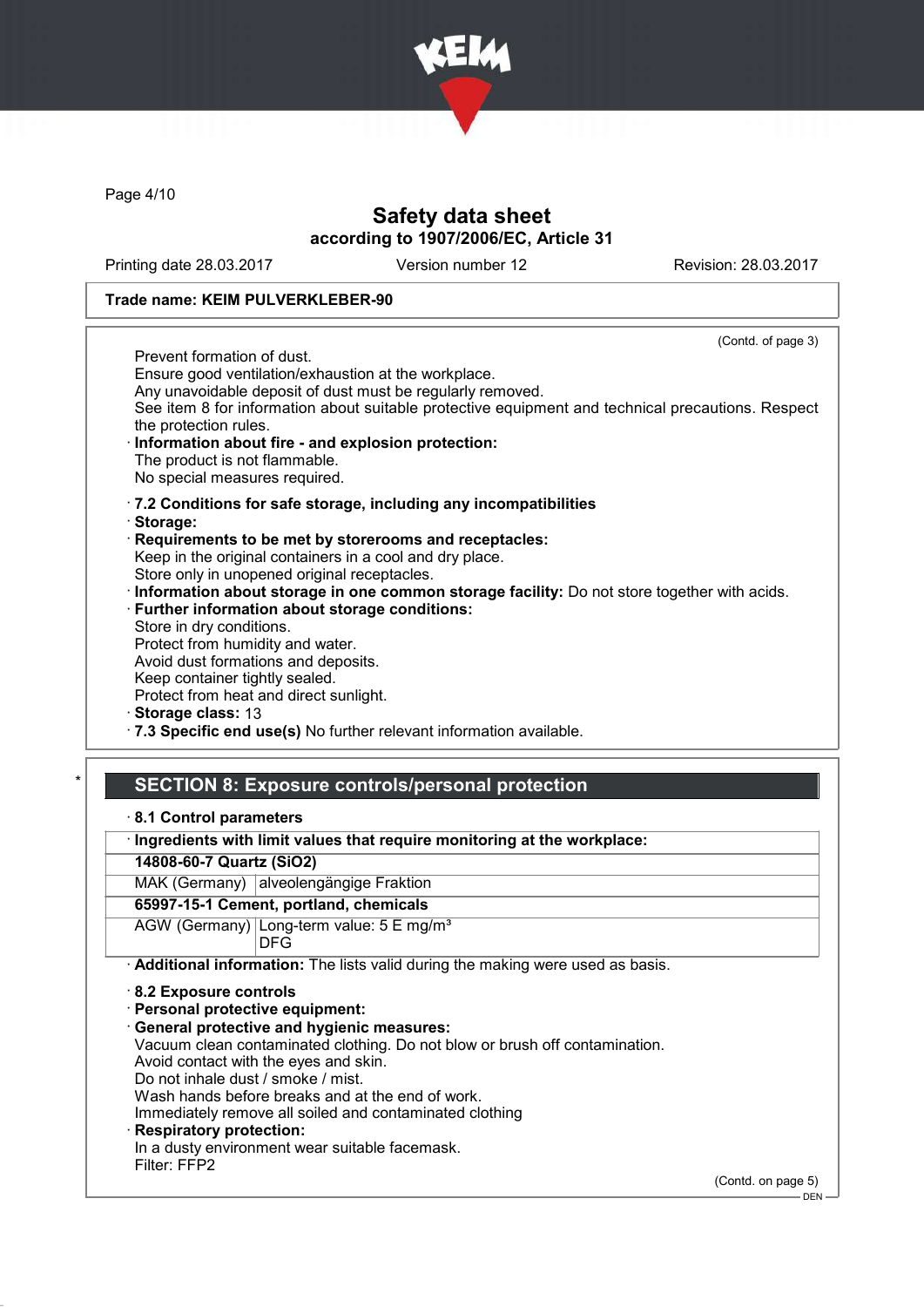Safety data sheet
according to 1907/2006/EC, Article 31

Printing date 28.03.2017 Version number 12 Revision: 28.03.2017

**Trade name: KEIM PULVERKLEBER-90**

(Contd. of page 3)

Prevent formation of dust.
Ensure good ventilation/exhaustion at the workplace.
Any unavoidable deposit of dust must be regularly removed.
See item 8 for information about suitable protective equipment and technical precautions. Respect the protection rules.

· **Information about fire - and explosion protection:**
The product is not flammable.
No special measures required.

· **7.2 Conditions for safe storage, including any incompatibilities**
· **Storage:**
· **Requirements to be met by storerooms and receptacles:**
Keep in the original containers in a cool and dry place.
Store only in unopened original receptacles.
· **Information about storage in one common storage facility:** Do not store together with acids.
· **Further information about storage conditions:**
Store in dry conditions.
Protect from humidity and water.
Avoid dust formations and deposits.
Keep container tightly sealed.
Protect from heat and direct sunlight.
· **Storage class:** 13
· **7.3 Specific end use(s)** No further relevant information available.

## * SECTION 8: Exposure controls/personal protection

· **8.1 Control parameters**

| · Ingredients with limit values that require monitoring at the workplace: | |
|---|---|
| **14808-60-7 Quartz (SiO2)** | |
| MAK (Germany) | alveolengängige Fraktion |
| **65997-15-1 Cement, portland, chemicals** | |
| AGW (Germany) | Long-term value: 5 E mg/m³<br>DFG |

· **Additional information:** The lists valid during the making were used as basis.

· **8.2 Exposure controls**
· **Personal protective equipment:**
· **General protective and hygienic measures:**
Vacuum clean contaminated clothing. Do not blow or brush off contamination.
Avoid contact with the eyes and skin.
Do not inhale dust / smoke / mist.
Wash hands before breaks and at the end of work.
Immediately remove all soiled and contaminated clothing
· **Respiratory protection:**
In a dusty environment wear suitable facemask.
Filter: FFP2

(Contd. on page 5)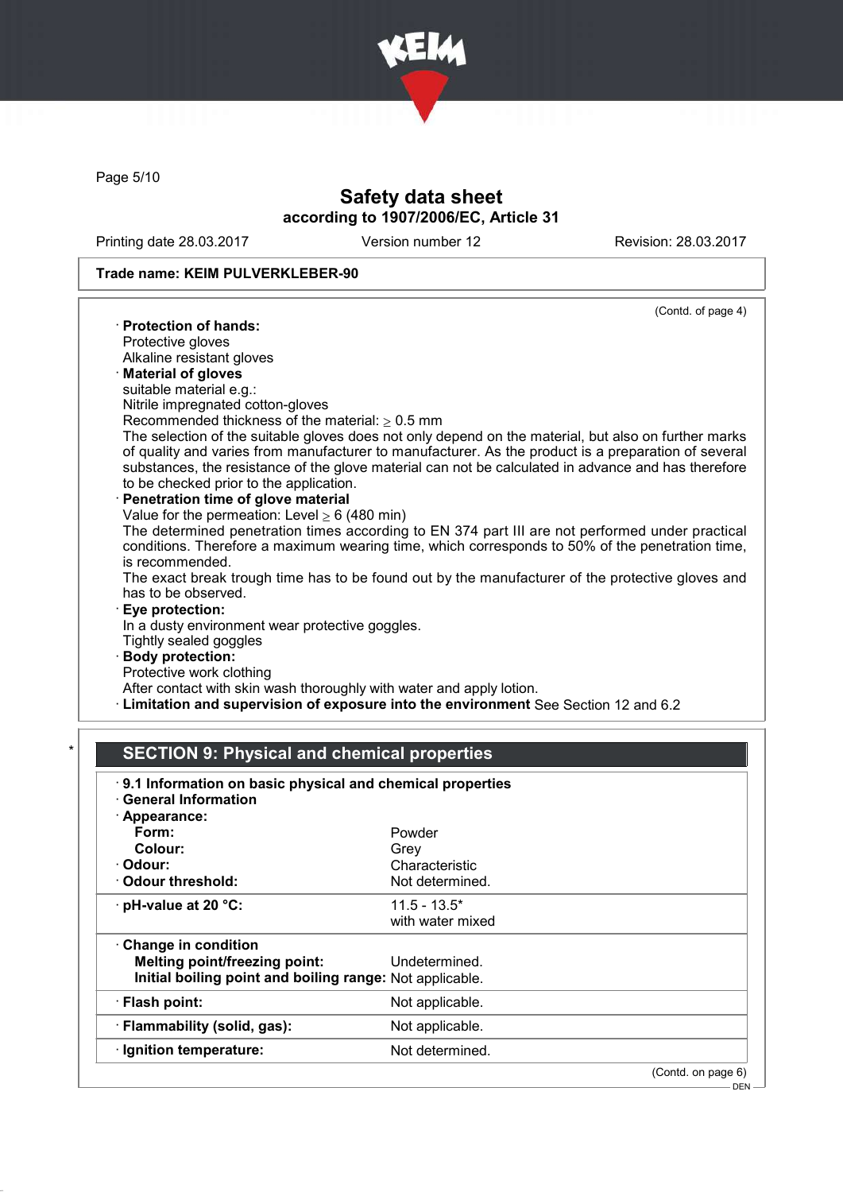**Trade name: KEIM PULVERKLEBER-90**

(Contd. of page 4)

· **Protection of hands:**
Protective gloves
Alkaline resistant gloves

· **Material of gloves**
suitable material e.g.:
Nitrile impregnated cotton-gloves
Recommended thickness of the material: ≥ 0.5 mm
The selection of the suitable gloves does not only depend on the material, but also on further marks of quality and varies from manufacturer to manufacturer. As the product is a preparation of several substances, the resistance of the glove material can not be calculated in advance and has therefore to be checked prior to the application.

· **Penetration time of glove material**
Value for the permeation: Level ≥ 6 (480 min)
The determined penetration times according to EN 374 part III are not performed under practical conditions. Therefore a maximum wearing time, which corresponds to 50% of the penetration time, is recommended.
The exact break trough time has to be found out by the manufacturer of the protective gloves and has to be observed.

· **Eye protection:**
In a dusty environment wear protective goggles.
Tightly sealed goggles

· **Body protection:**
Protective work clothing
After contact with skin wash thoroughly with water and apply lotion.

· **Limitation and supervision of exposure into the environment** See Section 12 and 6.2

## * SECTION 9: Physical and chemical properties

· **9.1 Information on basic physical and chemical properties**
· **General Information**

| | |
|---|---|
| · **Appearance:** | |
| **Form:** | Powder |
| **Colour:** | Grey |
| · **Odour:** | Characteristic |
| · **Odour threshold:** | Not determined. |
| · **pH-value at 20 °C:** | 11.5 - 13.5* with water mixed |
| · **Change in condition** | |
| **Melting point/freezing point:** | Undetermined. |
| **Initial boiling point and boiling range:** | Not applicable. |
| · **Flash point:** | Not applicable. |
| · **Flammability (solid, gas):** | Not applicable. |
| · **Ignition temperature:** | Not determined. |

(Contd. on page 6)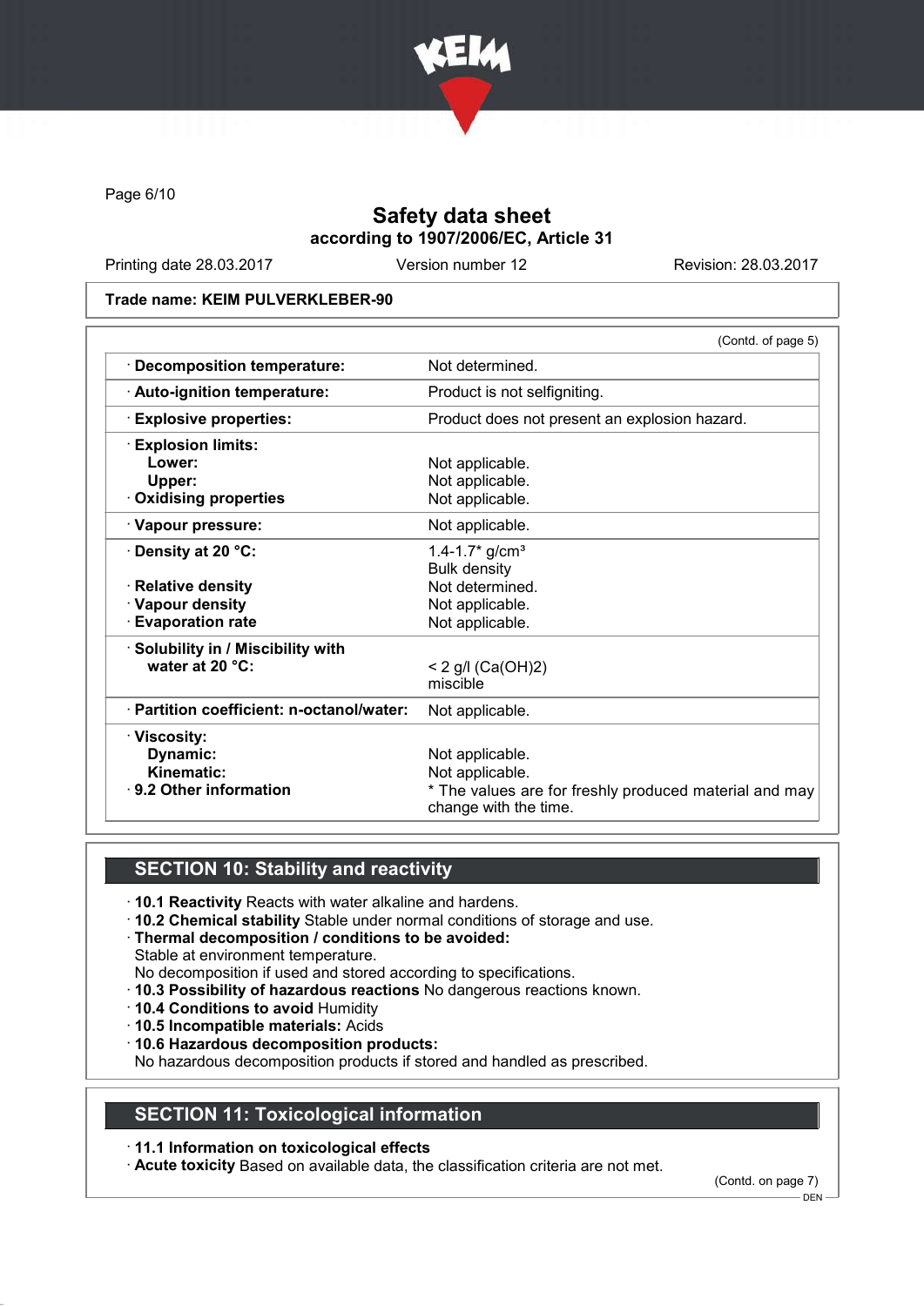Safety data sheet
according to 1907/2006/EC, Article 31

Printing date 28.03.2017 Version number 12 Revision: 28.03.2017

**Trade name: KEIM PULVERKLEBER-90**

(Contd. of page 5)

| | |
|---|---|
| · **Decomposition temperature:** | Not determined. |
| · **Auto-ignition temperature:** | Product is not selfigniting. |
| · **Explosive properties:** | Product does not present an explosion hazard. |
| · **Explosion limits:** | |
| **Lower:** | Not applicable. |
| **Upper:** | Not applicable. |
| · **Oxidising properties** | Not applicable. |
| · **Vapour pressure:** | Not applicable. |
| · **Density at 20 °C:** | 1.4-1.7* g/cm³ Bulk density |
| · **Relative density** | Not determined. |
| · **Vapour density** | Not applicable. |
| · **Evaporation rate** | Not applicable. |
| · **Solubility in / Miscibility with water at 20 °C:** | < 2 g/l ($Ca(OH)_2$) miscible |
| · **Partition coefficient: n-octanol/water:** | Not applicable. |
| · **Viscosity:** | |
| **Dynamic:** | Not applicable. |
| **Kinematic:** | Not applicable. |
| · **9.2 Other information** | * The values are for freshly produced material and may change with the time. |

## SECTION 10: Stability and reactivity

- **10.1 Reactivity** Reacts with water alkaline and hardens.
- **10.2 Chemical stability** Stable under normal conditions of storage and use.
- **Thermal decomposition / conditions to be avoided:**
  Stable at environment temperature.
  No decomposition if used and stored according to specifications.
- **10.3 Possibility of hazardous reactions** No dangerous reactions known.
- **10.4 Conditions to avoid** Humidity
- **10.5 Incompatible materials:** Acids
- **10.6 Hazardous decomposition products:**
  No hazardous decomposition products if stored and handled as prescribed.

## SECTION 11: Toxicological information

- **11.1 Information on toxicological effects**
- **Acute toxicity** Based on available data, the classification criteria are not met.

(Contd. on page 7)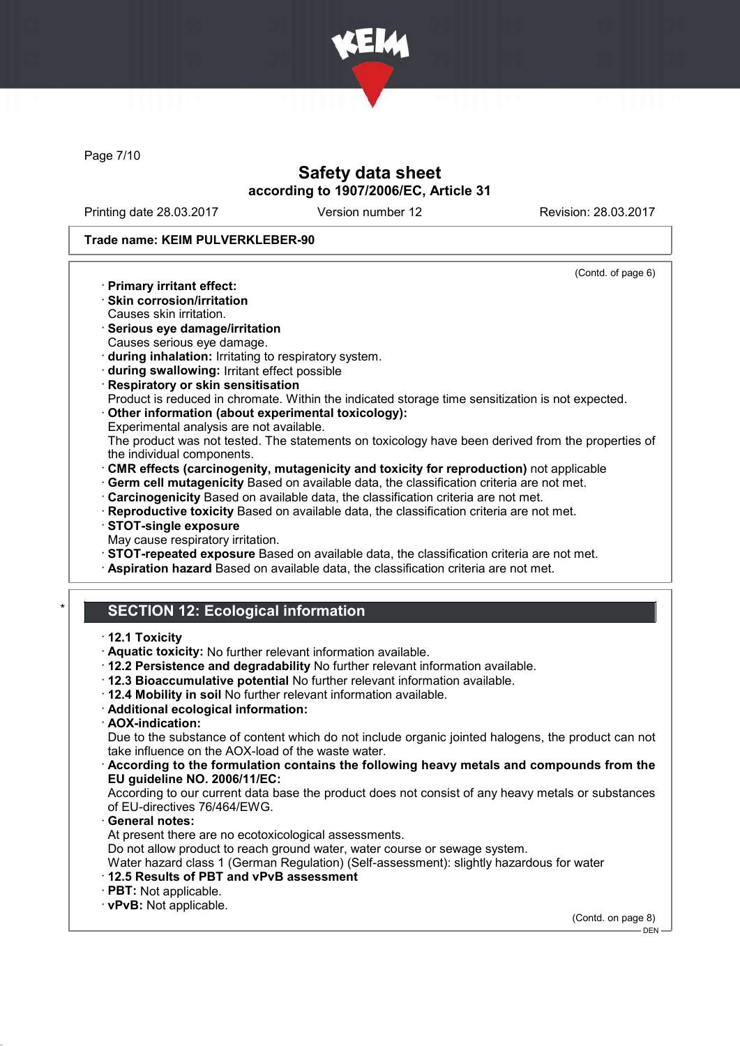**Trade name: KEIM PULVERKLEBER-90**

(Contd. of page 6)

- **Primary irritant effect:**
- **Skin corrosion/irritation**
  Causes skin irritation.
- **Serious eye damage/irritation**
  Causes serious eye damage.
- **during inhalation:** Irritating to respiratory system.
- **during swallowing:** Irritant effect possible
- **Respiratory or skin sensitisation**
  Product is reduced in chromate. Within the indicated storage time sensitization is not expected.
- **Other information (about experimental toxicology):**
  Experimental analysis are not available.
  The product was not tested. The statements on toxicology have been derived from the properties of the individual components.
- **CMR effects (carcinogenity, mutagenicity and toxicity for reproduction)** not applicable
- **Germ cell mutagenicity** Based on available data, the classification criteria are not met.
- **Carcinogenicity** Based on available data, the classification criteria are not met.
- **Reproductive toxicity** Based on available data, the classification criteria are not met.
- **STOT-single exposure**
  May cause respiratory irritation.
- **STOT-repeated exposure** Based on available data, the classification criteria are not met.
- **Aspiration hazard** Based on available data, the classification criteria are not met.

## * SECTION 12: Ecological information

- **12.1 Toxicity**
- **Aquatic toxicity:** No further relevant information available.
- **12.2 Persistence and degradability** No further relevant information available.
- **12.3 Bioaccumulative potential** No further relevant information available.
- **12.4 Mobility in soil** No further relevant information available.
- **Additional ecological information:**
- **AOX-indication:**
  Due to the substance of content which do not include organic jointed halogens, the product can not take influence on the AOX-load of the waste water.
- **According to the formulation contains the following heavy metals and compounds from the EU guideline NO. 2006/11/EC:**
  According to our current data base the product does not consist of any heavy metals or substances of EU-directives 76/464/EWG.
- **General notes:**
  At present there are no ecotoxicological assessments.
  Do not allow product to reach ground water, water course or sewage system.
  Water hazard class 1 (German Regulation) (Self-assessment): slightly hazardous for water
- **12.5 Results of PBT and vPvB assessment**
- **PBT:** Not applicable.
- **vPvB:** Not applicable.

(Contd. on page 8)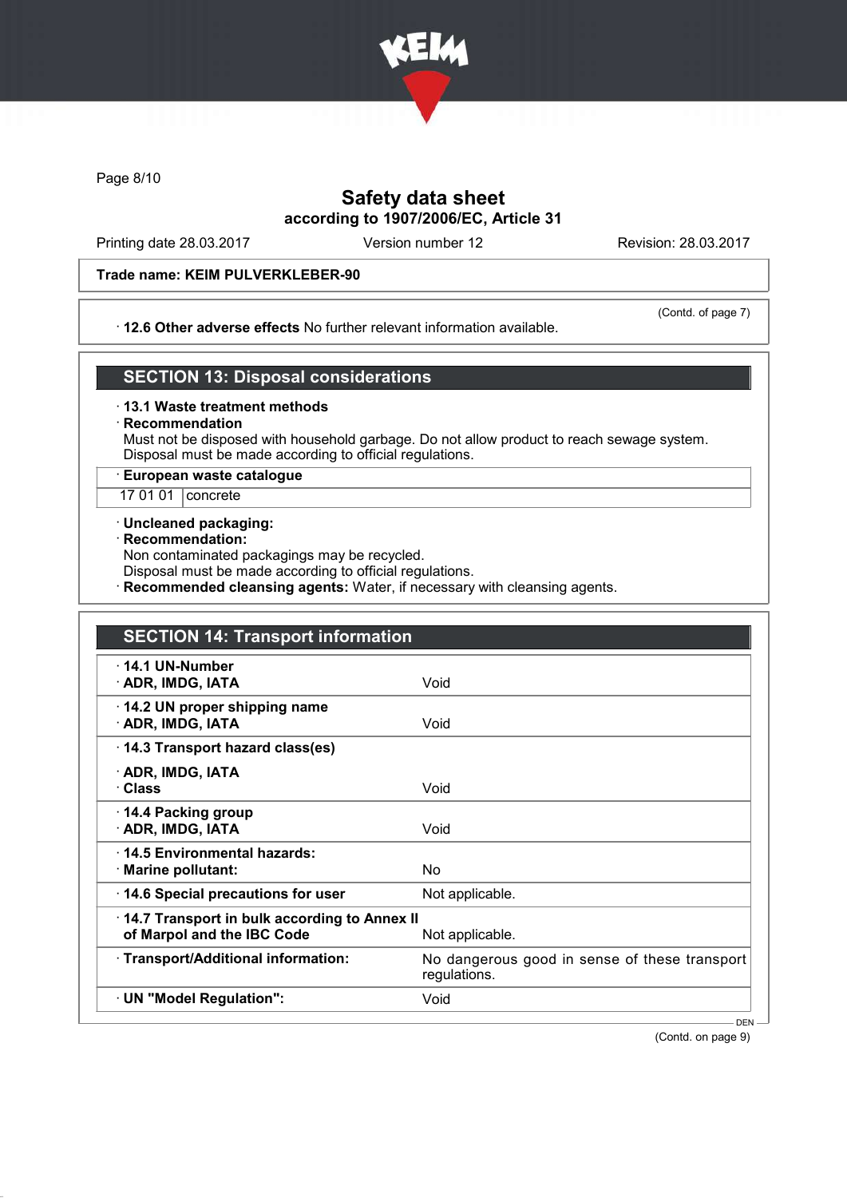Safety data sheet
according to 1907/2006/EC, Article 31

Printing date 28.03.2017 Version number 12 Revision: 28.03.2017

**Trade name: KEIM PULVERKLEBER-90**

(Contd. of page 7)

· **12.6 Other adverse effects** No further relevant information available.

## SECTION 13: Disposal considerations

· **13.1 Waste treatment methods**

· **Recommendation**

Must not be disposed with household garbage. Do not allow product to reach sewage system.
Disposal must be made according to official regulations.

| · **European waste catalogue** | |
|---|---|
| 17 01 01 | concrete |

· **Uncleaned packaging:**

· **Recommendation:**

Non contaminated packagings may be recycled.
Disposal must be made according to official regulations.

· **Recommended cleansing agents:** Water, if necessary with cleansing agents.

## SECTION 14: Transport information

| | |
|---|---|
| · **14.1 UN-Number** · **ADR, IMDG, IATA** | Void |
| · **14.2 UN proper shipping name** · **ADR, IMDG, IATA** | Void |
| · **14.3 Transport hazard class(es)** · **ADR, IMDG, IATA** · **Class** | Void |
| · **14.4 Packing group** · **ADR, IMDG, IATA** | Void |
| · **14.5 Environmental hazards:** · **Marine pollutant:** | No |
| · **14.6 Special precautions for user** | Not applicable. |
| · **14.7 Transport in bulk according to Annex II of Marpol and the IBC Code** | Not applicable. |
| · **Transport/Additional information:** | No dangerous good in sense of these transport regulations. |
| · **UN "Model Regulation":** | Void |

(Contd. on page 9)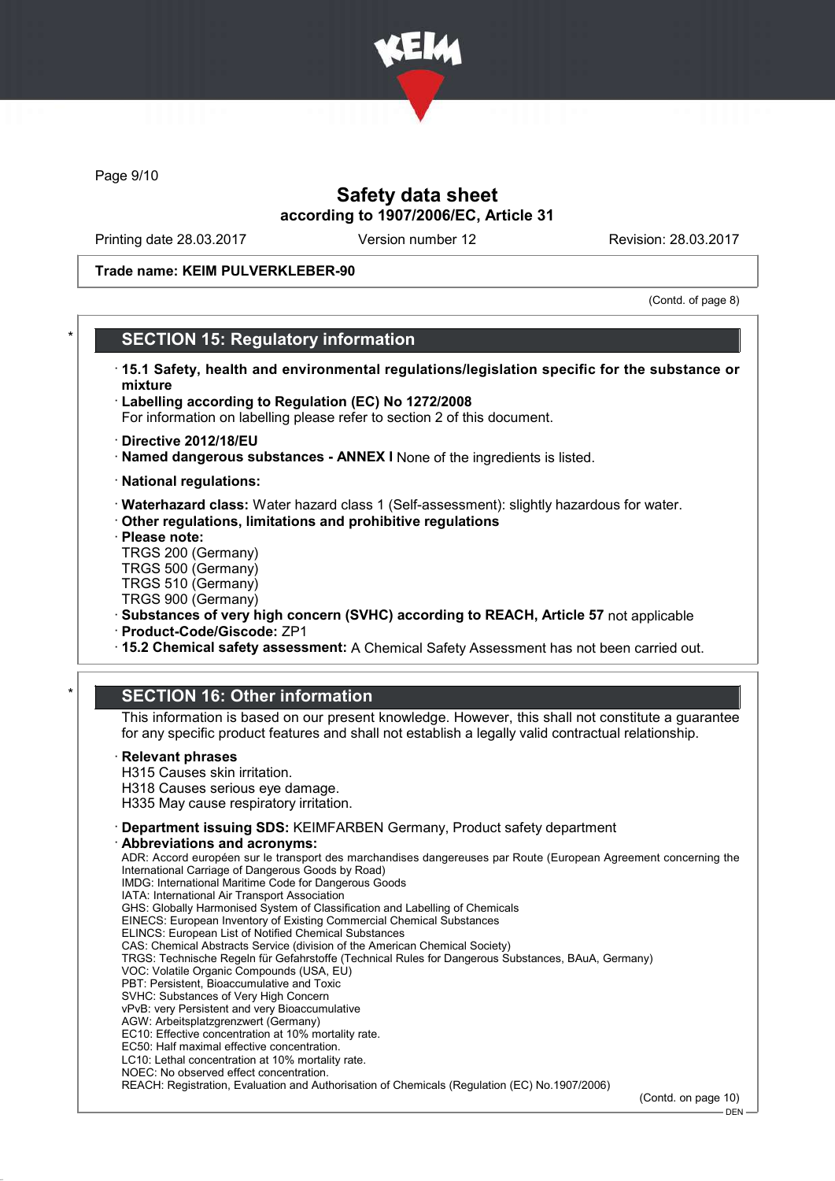Trade name: KEIM PULVERKLEBER-90

(Contd. of page 8)

## SECTION 15: Regulatory information

· **15.1 Safety, health and environmental regulations/legislation specific for the substance or mixture**

· **Labelling according to Regulation (EC) No 1272/2008**
For information on labelling please refer to section 2 of this document.

· **Directive 2012/18/EU**
· **Named dangerous substances - ANNEX I** None of the ingredients is listed.

· **National regulations:**

· **Waterhazard class:** Water hazard class 1 (Self-assessment): slightly hazardous for water.
· **Other regulations, limitations and prohibitive regulations**
· **Please note:**
TRGS 200 (Germany)
TRGS 500 (Germany)
TRGS 510 (Germany)
TRGS 900 (Germany)
· **Substances of very high concern (SVHC) according to REACH, Article 57** not applicable
· **Product-Code/Giscode:** ZP1
· **15.2 Chemical safety assessment:** A Chemical Safety Assessment has not been carried out.

## SECTION 16: Other information

This information is based on our present knowledge. However, this shall not constitute a guarantee for any specific product features and shall not establish a legally valid contractual relationship.

· **Relevant phrases**
H315 Causes skin irritation.
H318 Causes serious eye damage.
H335 May cause respiratory irritation.

· **Department issuing SDS:** KEIMFARBEN Germany, Product safety department
· **Abbreviations and acronyms:**
ADR: Accord européen sur le transport des marchandises dangereuses par Route (European Agreement concerning the International Carriage of Dangerous Goods by Road)
IMDG: International Maritime Code for Dangerous Goods
IATA: International Air Transport Association
GHS: Globally Harmonised System of Classification and Labelling of Chemicals
EINECS: European Inventory of Existing Commercial Chemical Substances
ELINCS: European List of Notified Chemical Substances
CAS: Chemical Abstracts Service (division of the American Chemical Society)
TRGS: Technische Regeln für Gefahrstoffe (Technical Rules for Dangerous Substances, BAuA, Germany)
VOC: Volatile Organic Compounds (USA, EU)
PBT: Persistent, Bioaccumulative and Toxic
SVHC: Substances of Very High Concern
vPvB: very Persistent and very Bioaccumulative
AGW: Arbeitsplatzgrenzwert (Germany)
EC10: Effective concentration at 10% mortality rate.
EC50: Half maximal effective concentration.
LC10: Lethal concentration at 10% mortality rate.
NOEC: No observed effect concentration.
REACH: Registration, Evaluation and Authorisation of Chemicals (Regulation (EC) No.1907/2006)

(Contd. on page 10)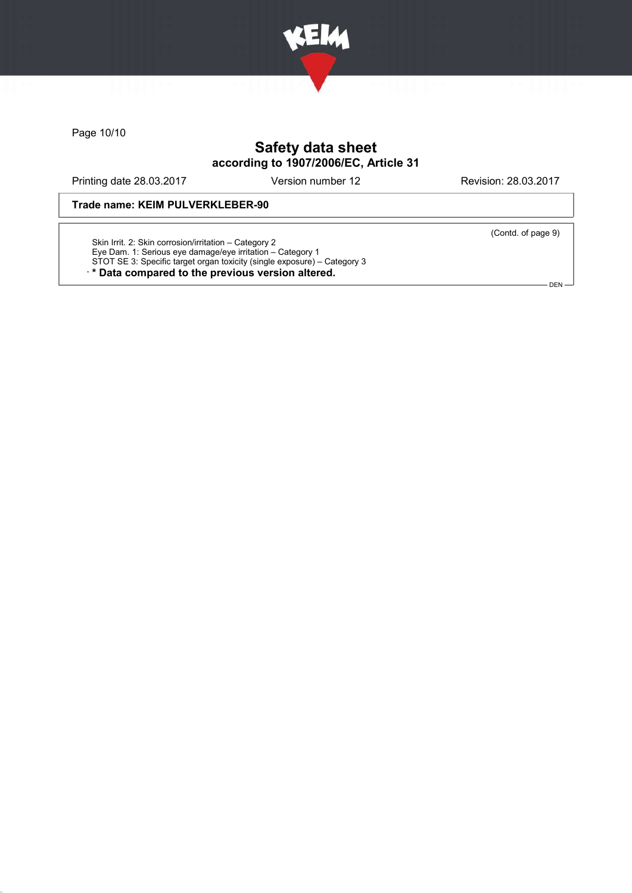# Safety data sheet
## according to 1907/2006/EC, Article 31

Printing date 28.03.2017 | Version number 12 | Revision: 28.03.2017

**Trade name: KEIM PULVERKLEBER-90**

(Contd. of page 9)

Skin Irrit. 2: Skin corrosion/irritation – Category 2
Eye Dam. 1: Serious eye damage/eye irritation – Category 1
STOT SE 3: Specific target organ toxicity (single exposure) – Category 3

· **\* Data compared to the previous version altered.**

DEN